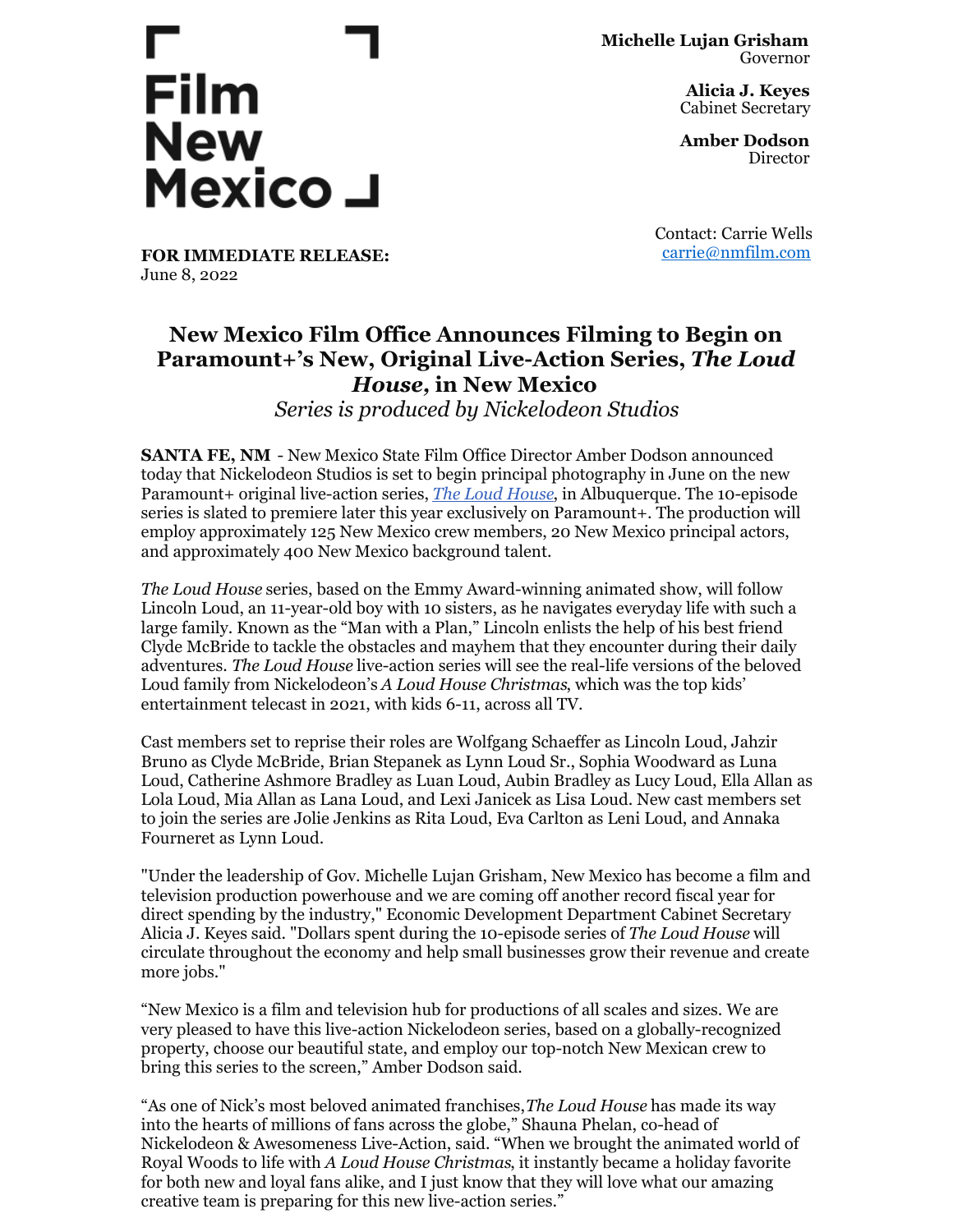Film New Mexico

**Michelle Lujan Grisham**
Governor

**Alicia J. Keyes**
Cabinet Secretary

**Amber Dodson**
Director

Contact: Carrie Wells
carrie@nmfilm.com

**FOR IMMEDIATE RELEASE:**
June 8, 2022

# New Mexico Film Office Announces Filming to Begin on Paramount+'s New, Original Live-Action Series, *The Loud House*, in New Mexico

*Series is produced by Nickelodeon Studios*

**SANTA FE, NM** - New Mexico State Film Office Director Amber Dodson announced today that Nickelodeon Studios is set to begin principal photography in June on the new Paramount+ original live-action series, *The Loud House*, in Albuquerque. The 10-episode series is slated to premiere later this year exclusively on Paramount+. The production will employ approximately 125 New Mexico crew members, 20 New Mexico principal actors, and approximately 400 New Mexico background talent.

*The Loud House* series, based on the Emmy Award-winning animated show, will follow Lincoln Loud, an 11-year-old boy with 10 sisters, as he navigates everyday life with such a large family. Known as the "Man with a Plan," Lincoln enlists the help of his best friend Clyde McBride to tackle the obstacles and mayhem that they encounter during their daily adventures. *The Loud House* live-action series will see the real-life versions of the beloved Loud family from Nickelodeon's *A Loud House Christmas*, which was the top kids' entertainment telecast in 2021, with kids 6-11, across all TV.

Cast members set to reprise their roles are Wolfgang Schaeffer as Lincoln Loud, Jahzir Bruno as Clyde McBride, Brian Stepanek as Lynn Loud Sr., Sophia Woodward as Luna Loud, Catherine Ashmore Bradley as Luan Loud, Aubin Bradley as Lucy Loud, Ella Allan as Lola Loud, Mia Allan as Lana Loud, and Lexi Janicek as Lisa Loud. New cast members set to join the series are Jolie Jenkins as Rita Loud, Eva Carlton as Leni Loud, and Annaka Fourneret as Lynn Loud.

"Under the leadership of Gov. Michelle Lujan Grisham, New Mexico has become a film and television production powerhouse and we are coming off another record fiscal year for direct spending by the industry," Economic Development Department Cabinet Secretary Alicia J. Keyes said. "Dollars spent during the 10-episode series of *The Loud House* will circulate throughout the economy and help small businesses grow their revenue and create more jobs."

"New Mexico is a film and television hub for productions of all scales and sizes. We are very pleased to have this live-action Nickelodeon series, based on a globally-recognized property, choose our beautiful state, and employ our top-notch New Mexican crew to bring this series to the screen," Amber Dodson said.

"As one of Nick's most beloved animated franchises, *The Loud House* has made its way into the hearts of millions of fans across the globe," Shauna Phelan, co-head of Nickelodeon & Awesomeness Live-Action, said. "When we brought the animated world of Royal Woods to life with *A Loud House Christmas*, it instantly became a holiday favorite for both new and loyal fans alike, and I just know that they will love what our amazing creative team is preparing for this new live-action series."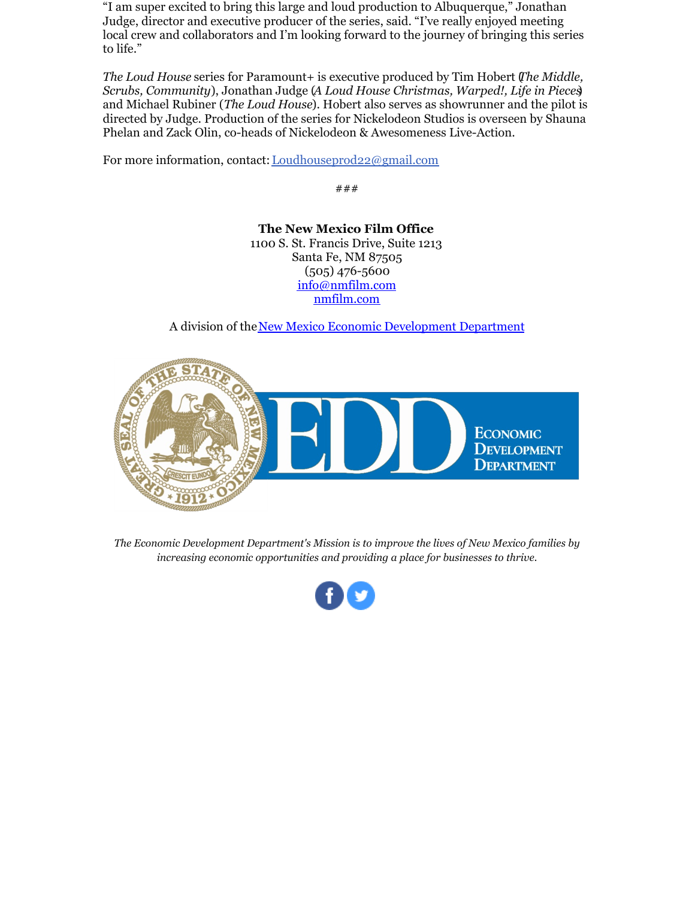"I am super excited to bring this large and loud production to Albuquerque," Jonathan Judge, director and executive producer of the series, said. "I've really enjoyed meeting local crew and collaborators and I'm looking forward to the journey of bringing this series to life."

*The Loud House* series for Paramount+ is executive produced by Tim Hobert (*The Middle, Scrubs, Community*), Jonathan Judge (*A Loud House Christmas, Warped!, Life in Pieces*) and Michael Rubiner (*The Loud House*). Hobert also serves as showrunner and the pilot is directed by Judge. Production of the series for Nickelodeon Studios is overseen by Shauna Phelan and Zack Olin, co-heads of Nickelodeon & Awesomeness Live-Action.

For more information, contact: Loudhouseprod22@gmail.com

###

**The New Mexico Film Office**
1100 S. St. Francis Drive, Suite 1213
Santa Fe, NM 87505
(505) 476-5600
info@nmfilm.com
nmfilm.com

A division of the New Mexico Economic Development Department

*The Economic Development Department's Mission is to improve the lives of New Mexico families by increasing economic opportunities and providing a place for businesses to thrive.*